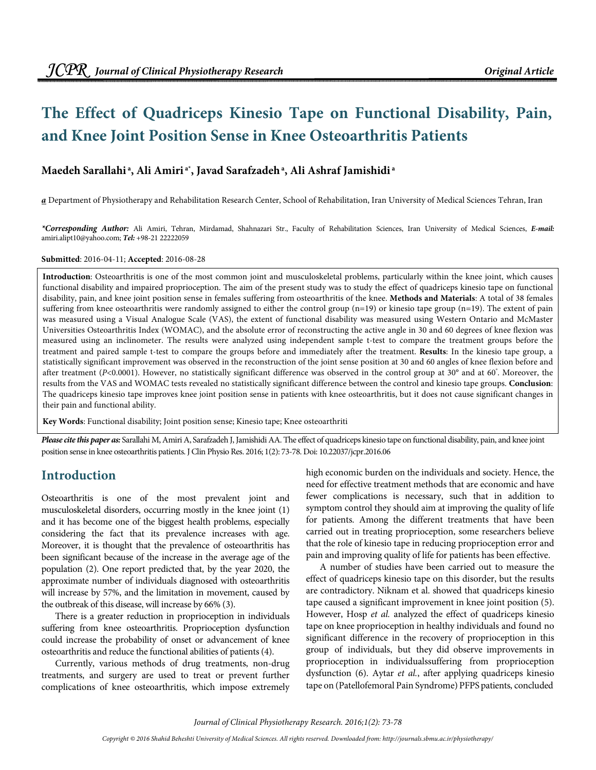# The Effect of Quadriceps Kinesio Tape on Functional Disability, Pain, and Knee Joint Position Sense in Knee Osteoarthritis Patients

**Maedeh Sarallahi [a], Ali Amiri [a*], Javad Sarafzadeh [a], Ali Ashraf Jamishidi [a]**

[a] Department of Physiotherapy and Rehabilitation Research Center, School of Rehabilitation, Iran University of Medical Sciences Tehran, Iran

***Corresponding Author:** Ali Amiri, Tehran, Mirdamad, Shahnazari Str., Faculty of Rehabilitation Sciences, Iran University of Medical Sciences, **E-mail:** amiri.alipt10@yahoo.com; **Tel:** +98-21 22222059

**Submitted**: 2016-04-11; **Accepted**: 2016-08-28

**Introduction**: Osteoarthritis is one of the most common joint and musculoskeletal problems, particularly within the knee joint, which causes functional disability and impaired proprioception. The aim of the present study was to study the effect of quadriceps kinesio tape on functional disability, pain, and knee joint position sense in females suffering from osteoarthritis of the knee. **Methods and Materials**: A total of 38 females suffering from knee osteoarthritis were randomly assigned to either the control group (n=19) or kinesio tape group (n=19). The extent of pain was measured using a Visual Analogue Scale (VAS), the extent of functional disability was measured using Western Ontario and McMaster Universities Osteoarthritis Index (WOMAC), and the absolute error of reconstructing the active angle in 30 and 60 degrees of knee flexion was measured using an inclinometer. The results were analyzed using independent sample t-test to compare the treatment groups before the treatment and paired sample t-test to compare the groups before and immediately after the treatment. **Results**: In the kinesio tape group, a statistically significant improvement was observed in the reconstruction of the joint sense position at 30 and 60 angles of knee flexion before and after treatment (*P*<0.0001). However, no statistically significant difference was observed in the control group at 30° and at 60°. Moreover, the results from the VAS and WOMAC tests revealed no statistically significant difference between the control and kinesio tape groups. **Conclusion**: The quadriceps kinesio tape improves knee joint position sense in patients with knee osteoarthritis, but it does not cause significant changes in their pain and functional ability.

**Key Words**: Functional disability; Joint position sense; Kinesio tape; Knee osteoarthriti

***Please cite this paper as:*** Sarallahi M, Amiri A, Sarafzadeh J, Jamishidi AA. The effect of quadriceps kinesio tape on functional disability, pain, and knee joint position sense in knee osteoarthritis patients. J Clin Physio Res. 2016; 1(2): 73-78. Doi: 10.22037/jcpr.2016.06

## Introduction

Osteoarthritis is one of the most prevalent joint and musculoskeletal disorders, occurring mostly in the knee joint (1) and it has become one of the biggest health problems, especially considering the fact that its prevalence increases with age. Moreover, it is thought that the prevalence of osteoarthritis has been significant because of the increase in the average age of the population (2). One report predicted that, by the year 2020, the approximate number of individuals diagnosed with osteoarthritis will increase by 57%, and the limitation in movement, caused by the outbreak of this disease, will increase by 66% (3).

There is a greater reduction in proprioception in individuals suffering from knee osteoarthritis. Proprioception dysfunction could increase the probability of onset or advancement of knee osteoarthritis and reduce the functional abilities of patients (4).

Currently, various methods of drug treatments, non-drug treatments, and surgery are used to treat or prevent further complications of knee osteoarthritis, which impose extremely high economic burden on the individuals and society. Hence, the need for effective treatment methods that are economic and have fewer complications is necessary, such that in addition to symptom control they should aim at improving the quality of life for patients. Among the different treatments that have been carried out in treating proprioception, some researchers believe that the role of kinesio tape in reducing proprioception error and pain and improving quality of life for patients has been effective.

A number of studies have been carried out to measure the effect of quadriceps kinesio tape on this disorder, but the results are contradictory. Niknam et al. showed that quadriceps kinesio tape caused a significant improvement in knee joint position (5). However, Hosp *et al.* analyzed the effect of quadriceps kinesio tape on knee proprioception in healthy individuals and found no significant difference in the recovery of proprioception in this group of individuals, but they did observe improvements in proprioception in individualssuffering from proprioception dysfunction (6). Aytar *et al.*, after applying quadriceps kinesio tape on (Patellofemoral Pain Syndrome) PFPS patients, concluded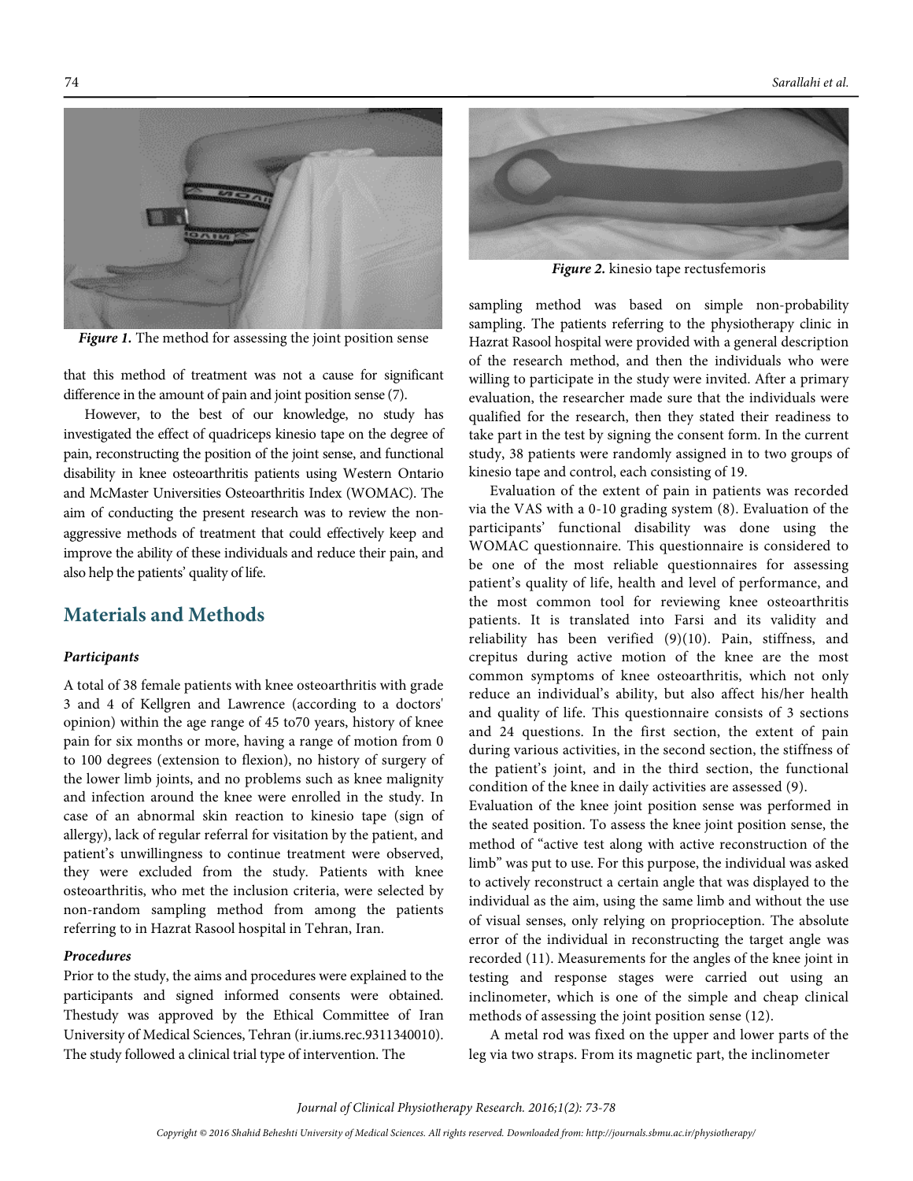*Figure 1.* The method for assessing the joint position sense

*Figure 2.* kinesio tape rectusfemoris

that this method of treatment was not a cause for significant difference in the amount of pain and joint position sense (7).

However, to the best of our knowledge, no study has investigated the effect of quadriceps kinesio tape on the degree of pain, reconstructing the position of the joint sense, and functional disability in knee osteoarthritis patients using Western Ontario and McMaster Universities Osteoarthritis Index (WOMAC). The aim of conducting the present research was to review the non-aggressive methods of treatment that could effectively keep and improve the ability of these individuals and reduce their pain, and also help the patients' quality of life.

## Materials and Methods

### *Participants*

A total of 38 female patients with knee osteoarthritis with grade 3 and 4 of Kellgren and Lawrence (according to a doctors' opinion) within the age range of 45 to70 years, history of knee pain for six months or more, having a range of motion from 0 to 100 degrees (extension to flexion), no history of surgery of the lower limb joints, and no problems such as knee malignity and infection around the knee were enrolled in the study. In case of an abnormal skin reaction to kinesio tape (sign of allergy), lack of regular referral for visitation by the patient, and patient's unwillingness to continue treatment were observed, they were excluded from the study. Patients with knee osteoarthritis, who met the inclusion criteria, were selected by non-random sampling method from among the patients referring to in Hazrat Rasool hospital in Tehran, Iran.

### *Procedures*

Prior to the study, the aims and procedures were explained to the participants and signed informed consents were obtained. Thestudy was approved by the Ethical Committee of Iran University of Medical Sciences, Tehran (ir.iums.rec.9311340010). The study followed a clinical trial type of intervention. The sampling method was based on simple non-probability sampling. The patients referring to the physiotherapy clinic in Hazrat Rasool hospital were provided with a general description of the research method, and then the individuals who were willing to participate in the study were invited. After a primary evaluation, the researcher made sure that the individuals were qualified for the research, then they stated their readiness to take part in the test by signing the consent form. In the current study, 38 patients were randomly assigned in to two groups of kinesio tape and control, each consisting of 19.

Evaluation of the extent of pain in patients was recorded via the VAS with a 0-10 grading system (8). Evaluation of the participants' functional disability was done using the WOMAC questionnaire. This questionnaire is considered to be one of the most reliable questionnaires for assessing patient's quality of life, health and level of performance, and the most common tool for reviewing knee osteoarthritis patients. It is translated into Farsi and its validity and reliability has been verified (9)(10). Pain, stiffness, and crepitus during active motion of the knee are the most common symptoms of knee osteoarthritis, which not only reduce an individual's ability, but also affect his/her health and quality of life. This questionnaire consists of 3 sections and 24 questions. In the first section, the extent of pain during various activities, in the second section, the stiffness of the patient's joint, and in the third section, the functional condition of the knee in daily activities are assessed (9).

Evaluation of the knee joint position sense was performed in the seated position. To assess the knee joint position sense, the method of "active test along with active reconstruction of the limb" was put to use. For this purpose, the individual was asked to actively reconstruct a certain angle that was displayed to the individual as the aim, using the same limb and without the use of visual senses, only relying on proprioception. The absolute error of the individual in reconstructing the target angle was recorded (11). Measurements for the angles of the knee joint in testing and response stages were carried out using an inclinometer, which is one of the simple and cheap clinical methods of assessing the joint position sense (12).

A metal rod was fixed on the upper and lower parts of the leg via two straps. From its magnetic part, the inclinometer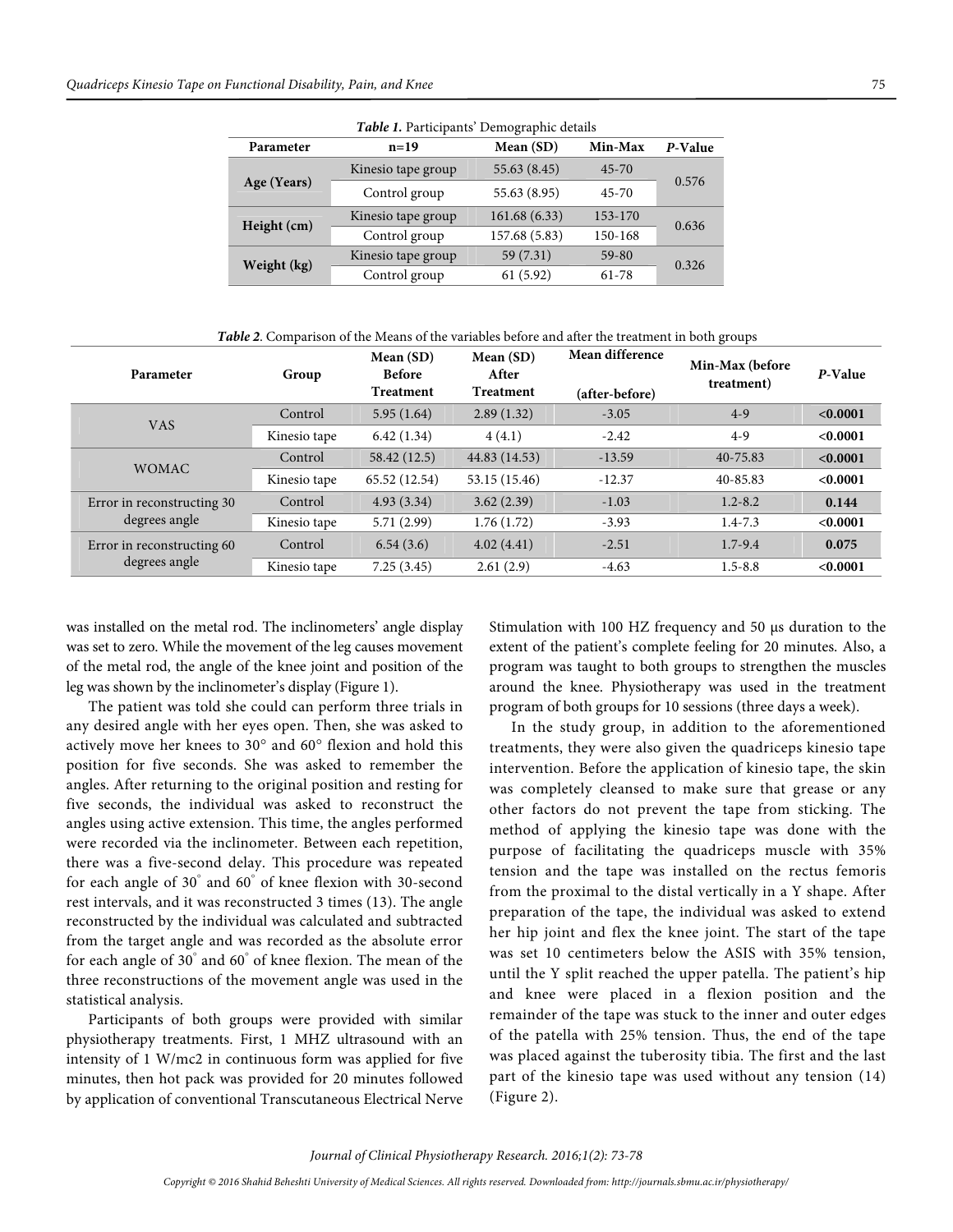***Table 1.*** Participants' Demographic details

| Parameter | n=19 | Mean (SD) | Min-Max | *P*-Value |
|---|---|---|---|---|
| Age (Years) | Kinesio tape group | 55.63 (8.45) | 45-70 | 0.576 |
| | Control group | 55.63 (8.95) | 45-70 | |
| Height (cm) | Kinesio tape group | 161.68 (6.33) | 153-170 | 0.636 |
| | Control group | 157.68 (5.83) | 150-168 | |
| Weight (kg) | Kinesio tape group | 59 (7.31) | 59-80 | 0.326 |
| | Control group | 61 (5.92) | 61-78 | |

***Table 2.*** Comparison of the Means of the variables before and after the treatment in both groups

| Parameter | Group | Mean (SD) Before Treatment | Mean (SD) After Treatment | Mean difference (after-before) | Min-Max (before treatment) | *P*-Value |
|---|---|---|---|---|---|---|
| VAS | Control | 5.95 (1.64) | 2.89 (1.32) | -3.05 | 4-9 | **<0.0001** |
| | Kinesio tape | 6.42 (1.34) | 4 (4.1) | -2.42 | 4-9 | **<0.0001** |
| WOMAC | Control | 58.42 (12.5) | 44.83 (14.53) | -13.59 | 40-75.83 | **<0.0001** |
| | Kinesio tape | 65.52 (12.54) | 53.15 (15.46) | -12.37 | 40-85.83 | **<0.0001** |
| Error in reconstructing 30 degrees angle | Control | 4.93 (3.34) | 3.62 (2.39) | -1.03 | 1.2-8.2 | **0.144** |
| | Kinesio tape | 5.71 (2.99) | 1.76 (1.72) | -3.93 | 1.4-7.3 | **<0.0001** |
| Error in reconstructing 60 degrees angle | Control | 6.54 (3.6) | 4.02 (4.41) | -2.51 | 1.7-9.4 | **0.075** |
| | Kinesio tape | 7.25 (3.45) | 2.61 (2.9) | -4.63 | 1.5-8.8 | **<0.0001** |

was installed on the metal rod. The inclinometers' angle display was set to zero. While the movement of the leg causes movement of the metal rod, the angle of the knee joint and position of the leg was shown by the inclinometer's display (Figure 1).

The patient was told she could can perform three trials in any desired angle with her eyes open. Then, she was asked to actively move her knees to 30° and 60° flexion and hold this position for five seconds. She was asked to remember the angles. After returning to the original position and resting for five seconds, the individual was asked to reconstruct the angles using active extension. This time, the angles performed were recorded via the inclinometer. Between each repetition, there was a five-second delay. This procedure was repeated for each angle of 30° and 60° of knee flexion with 30-second rest intervals, and it was reconstructed 3 times (13). The angle reconstructed by the individual was calculated and subtracted from the target angle and was recorded as the absolute error for each angle of 30° and 60° of knee flexion. The mean of the three reconstructions of the movement angle was used in the statistical analysis.

Participants of both groups were provided with similar physiotherapy treatments. First, 1 MHZ ultrasound with an intensity of 1 W/mc2 in continuous form was applied for five minutes, then hot pack was provided for 20 minutes followed by application of conventional Transcutaneous Electrical Nerve Stimulation with 100 HZ frequency and 50 µs duration to the extent of the patient's complete feeling for 20 minutes. Also, a program was taught to both groups to strengthen the muscles around the knee. Physiotherapy was used in the treatment program of both groups for 10 sessions (three days a week).

In the study group, in addition to the aforementioned treatments, they were also given the quadriceps kinesio tape intervention. Before the application of kinesio tape, the skin was completely cleansed to make sure that grease or any other factors do not prevent the tape from sticking. The method of applying the kinesio tape was done with the purpose of facilitating the quadriceps muscle with 35% tension and the tape was installed on the rectus femoris from the proximal to the distal vertically in a Y shape. After preparation of the tape, the individual was asked to extend her hip joint and flex the knee joint. The start of the tape was set 10 centimeters below the ASIS with 35% tension, until the Y split reached the upper patella. The patient's hip and knee were placed in a flexion position and the remainder of the tape was stuck to the inner and outer edges of the patella with 25% tension. Thus, the end of the tape was placed against the tuberosity tibia. The first and the last part of the kinesio tape was used without any tension (14) (Figure 2).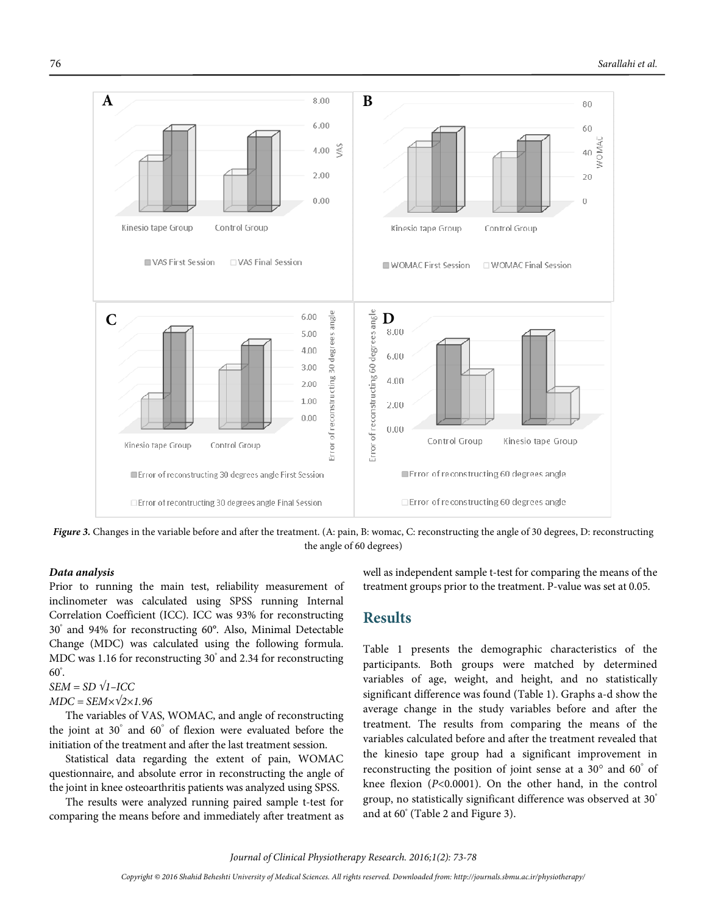Figure 3. Changes in the variable before and after the treatment. (A: pain, B: womac, C: reconstructing the angle of 30 degrees, D: reconstructing the angle of 60 degrees)

### Data analysis

Prior to running the main test, reliability measurement of inclinometer was calculated using SPSS running Internal Correlation Coefficient (ICC). ICC was 93% for reconstructing 30° and 94% for reconstructing 60°. Also, Minimal Detectable Change (MDC) was calculated using the following formula. MDC was 1.16 for reconstructing 30° and 2.34 for reconstructing 60°.

$SEM = SD\ \sqrt{1-ICC}$

$MDC = SEM \times \sqrt{2} \times 1.96$

The variables of VAS, WOMAC, and angle of reconstructing the joint at 30° and 60° of flexion were evaluated before the initiation of the treatment and after the last treatment session.

Statistical data regarding the extent of pain, WOMAC questionnaire, and absolute error in reconstructing the angle of the joint in knee osteoarthritis patients was analyzed using SPSS.

The results were analyzed running paired sample t-test for comparing the means before and immediately after treatment as well as independent sample t-test for comparing the means of the treatment groups prior to the treatment. P-value was set at 0.05.

## Results

Table 1 presents the demographic characteristics of the participants. Both groups were matched by determined variables of age, weight, and height, and no statistically significant difference was found (Table 1). Graphs a-d show the average change in the study variables before and after the treatment. The results from comparing the means of the variables calculated before and after the treatment revealed that the kinesio tape group had a significant improvement in reconstructing the position of joint sense at a 30° and 60° of knee flexion ($P<0.0001$). On the other hand, in the control group, no statistically significant difference was observed at 30° and at 60° (Table 2 and Figure 3).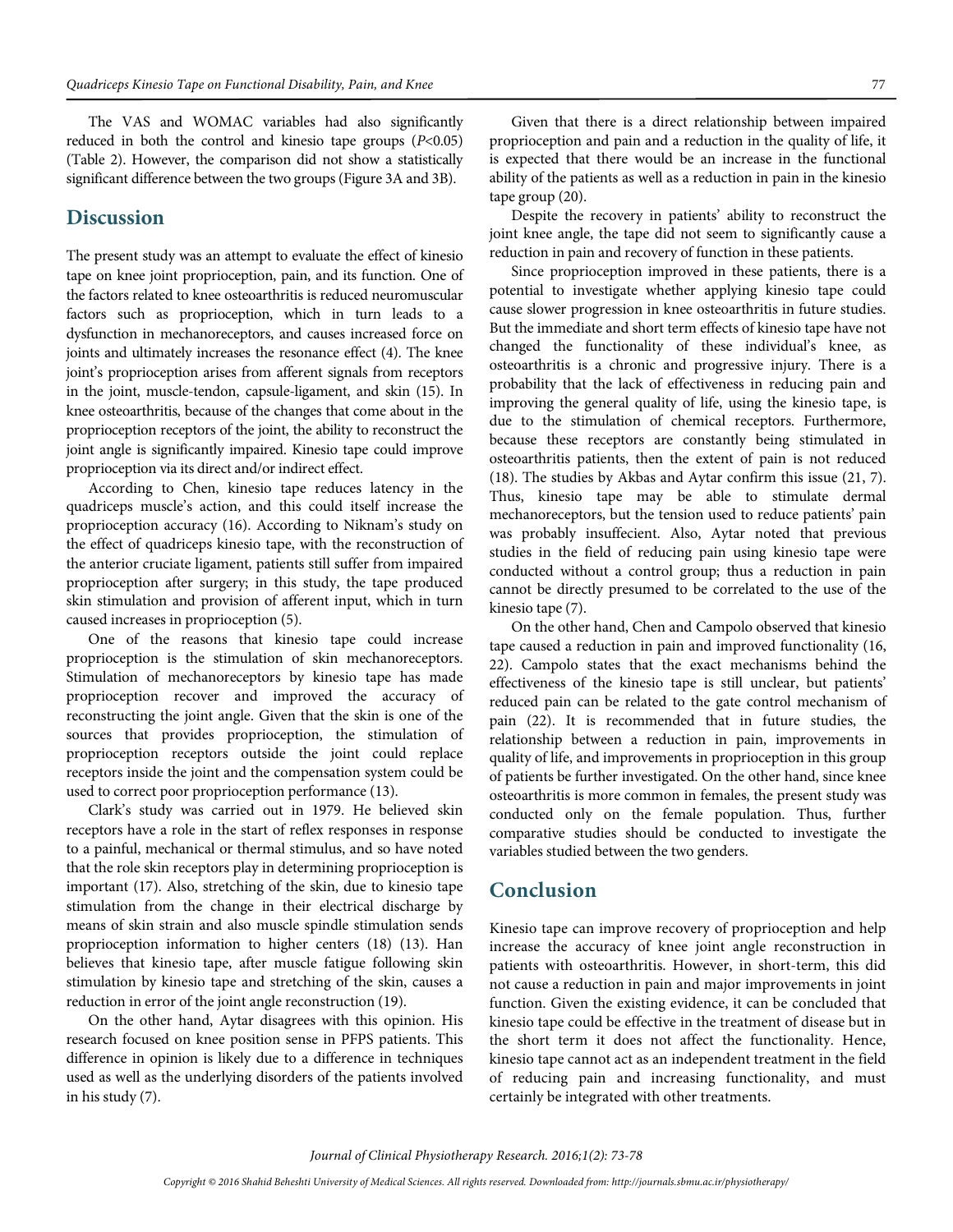The VAS and WOMAC variables had also significantly reduced in both the control and kinesio tape groups ($P<0.05$) (Table 2). However, the comparison did not show a statistically significant difference between the two groups (Figure 3A and 3B).

## Discussion

The present study was an attempt to evaluate the effect of kinesio tape on knee joint proprioception, pain, and its function. One of the factors related to knee osteoarthritis is reduced neuromuscular factors such as proprioception, which in turn leads to a dysfunction in mechanoreceptors, and causes increased force on joints and ultimately increases the resonance effect (4). The knee joint's proprioception arises from afferent signals from receptors in the joint, muscle-tendon, capsule-ligament, and skin (15). In knee osteoarthritis, because of the changes that come about in the proprioception receptors of the joint, the ability to reconstruct the joint angle is significantly impaired. Kinesio tape could improve proprioception via its direct and/or indirect effect.

According to Chen, kinesio tape reduces latency in the quadriceps muscle's action, and this could itself increase the proprioception accuracy (16). According to Niknam's study on the effect of quadriceps kinesio tape, with the reconstruction of the anterior cruciate ligament, patients still suffer from impaired proprioception after surgery; in this study, the tape produced skin stimulation and provision of afferent input, which in turn caused increases in proprioception (5).

One of the reasons that kinesio tape could increase proprioception is the stimulation of skin mechanoreceptors. Stimulation of mechanoreceptors by kinesio tape has made proprioception recover and improved the accuracy of reconstructing the joint angle. Given that the skin is one of the sources that provides proprioception, the stimulation of proprioception receptors outside the joint could replace receptors inside the joint and the compensation system could be used to correct poor proprioception performance (13).

Clark's study was carried out in 1979. He believed skin receptors have a role in the start of reflex responses in response to a painful, mechanical or thermal stimulus, and so have noted that the role skin receptors play in determining proprioception is important (17). Also, stretching of the skin, due to kinesio tape stimulation from the change in their electrical discharge by means of skin strain and also muscle spindle stimulation sends proprioception information to higher centers (18) (13). Han believes that kinesio tape, after muscle fatigue following skin stimulation by kinesio tape and stretching of the skin, causes a reduction in error of the joint angle reconstruction (19).

On the other hand, Aytar disagrees with this opinion. His research focused on knee position sense in PFPS patients. This difference in opinion is likely due to a difference in techniques used as well as the underlying disorders of the patients involved in his study (7).

Given that there is a direct relationship between impaired proprioception and pain and a reduction in the quality of life, it is expected that there would be an increase in the functional ability of the patients as well as a reduction in pain in the kinesio tape group (20).

Despite the recovery in patients' ability to reconstruct the joint knee angle, the tape did not seem to significantly cause a reduction in pain and recovery of function in these patients.

Since proprioception improved in these patients, there is a potential to investigate whether applying kinesio tape could cause slower progression in knee osteoarthritis in future studies. But the immediate and short term effects of kinesio tape have not changed the functionality of these individual's knee, as osteoarthritis is a chronic and progressive injury. There is a probability that the lack of effectiveness in reducing pain and improving the general quality of life, using the kinesio tape, is due to the stimulation of chemical receptors. Furthermore, because these receptors are constantly being stimulated in osteoarthritis patients, then the extent of pain is not reduced (18). The studies by Akbas and Aytar confirm this issue (21, 7). Thus, kinesio tape may be able to stimulate dermal mechanoreceptors, but the tension used to reduce patients' pain was probably insuffecient. Also, Aytar noted that previous studies in the field of reducing pain using kinesio tape were conducted without a control group; thus a reduction in pain cannot be directly presumed to be correlated to the use of the kinesio tape (7).

On the other hand, Chen and Campolo observed that kinesio tape caused a reduction in pain and improved functionality (16, 22). Campolo states that the exact mechanisms behind the effectiveness of the kinesio tape is still unclear, but patients' reduced pain can be related to the gate control mechanism of pain (22). It is recommended that in future studies, the relationship between a reduction in pain, improvements in quality of life, and improvements in proprioception in this group of patients be further investigated. On the other hand, since knee osteoarthritis is more common in females, the present study was conducted only on the female population. Thus, further comparative studies should be conducted to investigate the variables studied between the two genders.

## Conclusion

Kinesio tape can improve recovery of proprioception and help increase the accuracy of knee joint angle reconstruction in patients with osteoarthritis. However, in short-term, this did not cause a reduction in pain and major improvements in joint function. Given the existing evidence, it can be concluded that kinesio tape could be effective in the treatment of disease but in the short term it does not affect the functionality. Hence, kinesio tape cannot act as an independent treatment in the field of reducing pain and increasing functionality, and must certainly be integrated with other treatments.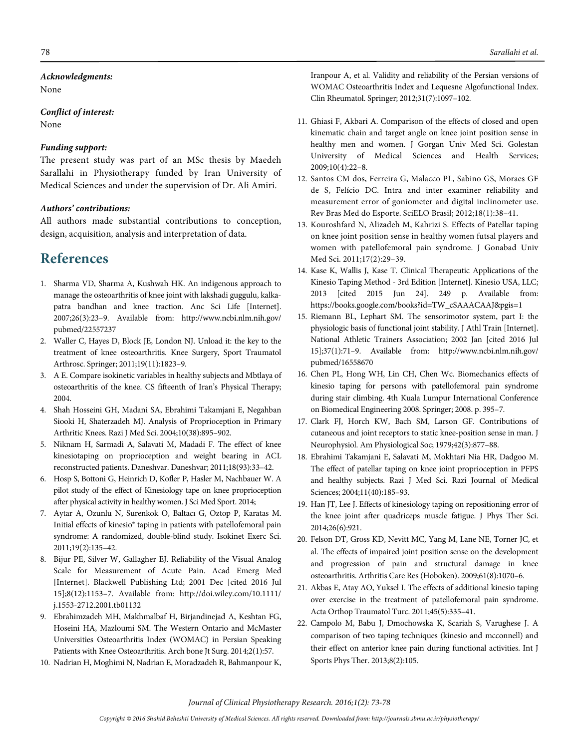***Acknowledgments:***
None

***Conflict of interest:***
None

***Funding support:***
The present study was part of an MSc thesis by Maedeh Sarallahi in Physiotherapy funded by Iran University of Medical Sciences and under the supervision of Dr. Ali Amiri.

***Authors' contributions:***
All authors made substantial contributions to conception, design, acquisition, analysis and interpretation of data.

## References

1. Sharma VD, Sharma A, Kushwah HK. An indigenous approach to manage the osteoarthritis of knee joint with lakshadi guggulu, kalkapatra bandhan and knee traction. Anc Sci Life [Internet]. 2007;26(3):23–9. Available from: http://www.ncbi.nlm.nih.gov/pubmed/22557237
2. Waller C, Hayes D, Block JE, London NJ. Unload it: the key to the treatment of knee osteoarthritis. Knee Surgery, Sport Traumatol Arthrosc. Springer; 2011;19(11):1823–9.
3. A E. Compare isokinetic variables in healthy subjects and Mbtlaya of osteoarthritis of the knee. CS fifteenth of Iran's Physical Therapy; 2004.
4. Shah Hosseini GH, Madani SA, Ebrahimi Takamjani E, Negahban Siooki H, Shaterzadeh MJ. Analysis of Proprioception in Primary Arthritic Knees. Razi J Med Sci. 2004;10(38):895–902.
5. Niknam H, Sarmadi A, Salavati M, Madadi F. The effect of knee kinesiotaping on proprioception and weight bearing in ACL reconstructed patients. Daneshvar. Daneshvar; 2011;18(93):33–42.
6. Hosp S, Bottoni G, Heinrich D, Kofler P, Hasler M, Nachbauer W. A pilot study of the effect of Kinesiology tape on knee proprioception after physical activity in healthy women. J Sci Med Sport. 2014;
7. Aytar A, Ozunlu N, Surenkok O, Baltacı G, Oztop P, Karatas M. Initial effects of kinesio® taping in patients with patellofemoral pain syndrome: A randomized, double-blind study. Isokinet Exerc Sci. 2011;19(2):135–42.
8. Bijur PE, Silver W, Gallagher EJ. Reliability of the Visual Analog Scale for Measurement of Acute Pain. Acad Emerg Med [Internet]. Blackwell Publishing Ltd; 2001 Dec [cited 2016 Jul 15];8(12):1153–7. Available from: http://doi.wiley.com/10.1111/j.1553-2712.2001.tb01132
9. Ebrahimzadeh MH, Makhmalbaf H, Birjandinejad A, Keshtan FG, Hoseini HA, Mazloumi SM. The Western Ontario and McMaster Universities Osteoarthritis Index (WOMAC) in Persian Speaking Patients with Knee Osteoarthritis. Arch bone Jt Surg. 2014;2(1):57.
10. Nadrian H, Moghimi N, Nadrian E, Moradzadeh R, Bahmanpour K, Iranpour A, et al. Validity and reliability of the Persian versions of WOMAC Osteoarthritis Index and Lequesne Algofunctional Index. Clin Rheumatol. Springer; 2012;31(7):1097–102.
11. Ghiasi F, Akbari A. Comparison of the effects of closed and open kinematic chain and target angle on knee joint position sense in healthy men and women. J Gorgan Univ Med Sci. Golestan University of Medical Sciences and Health Services; 2009;10(4):22–8.
12. Santos CM dos, Ferreira G, Malacco PL, Sabino GS, Moraes GF de S, Felício DC. Intra and inter examiner reliability and measurement error of goniometer and digital inclinometer use. Rev Bras Med do Esporte. SciELO Brasil; 2012;18(1):38–41.
13. Kouroshfard N, Alizadeh M, Kahrizi S. Effects of Patellar taping on knee joint position sense in healthy women futsal players and women with patellofemoral pain syndrome. J Gonabad Univ Med Sci. 2011;17(2):29–39.
14. Kase K, Wallis J, Kase T. Clinical Therapeutic Applications of the Kinesio Taping Method - 3rd Edition [Internet]. Kinesio USA, LLC; 2013 [cited 2015 Jun 24]. 249 p. Available from: https://books.google.com/books?id=TW_cSAAACAAJ&pgis=1
15. Riemann BL, Lephart SM. The sensorimotor system, part I: the physiologic basis of functional joint stability. J Athl Train [Internet]. National Athletic Trainers Association; 2002 Jan [cited 2016 Jul 15];37(1):71–9. Available from: http://www.ncbi.nlm.nih.gov/pubmed/16558670
16. Chen PL, Hong WH, Lin CH, Chen Wc. Biomechanics effects of kinesio taping for persons with patellofemoral pain syndrome during stair climbing. 4th Kuala Lumpur International Conference on Biomedical Engineering 2008. Springer; 2008. p. 395–7.
17. Clark FJ, Horch KW, Bach SM, Larson GF. Contributions of cutaneous and joint receptors to static knee-position sense in man. J Neurophysiol. Am Physiological Soc; 1979;42(3):877–88.
18. Ebrahimi Takamjani E, Salavati M, Mokhtari Nia HR, Dadgoo M. The effect of patellar taping on knee joint proprioception in PFPS and healthy subjects. Razi J Med Sci. Razi Journal of Medical Sciences; 2004;11(40):185–93.
19. Han JT, Lee J. Effects of kinesiology taping on repositioning error of the knee joint after quadriceps muscle fatigue. J Phys Ther Sci. 2014;26(6):921.
20. Felson DT, Gross KD, Nevitt MC, Yang M, Lane NE, Torner JC, et al. The effects of impaired joint position sense on the development and progression of pain and structural damage in knee osteoarthritis. Arthritis Care Res (Hoboken). 2009;61(8):1070–6.
21. Akbas E, Atay AO, Yuksel I. The effects of additional kinesio taping over exercise in the treatment of patellofemoral pain syndrome. Acta Orthop Traumatol Turc. 2011;45(5):335–41.
22. Campolo M, Babu J, Dmochowska K, Scariah S, Varughese J. A comparison of two taping techniques (kinesio and mcconnell) and their effect on anterior knee pain during functional activities. Int J Sports Phys Ther. 2013;8(2):105.